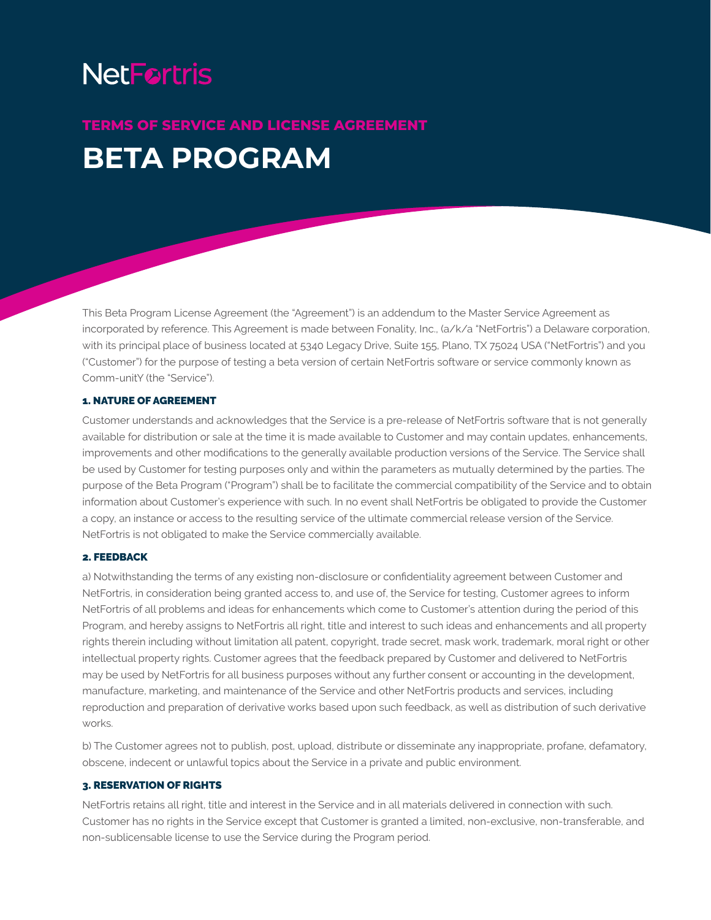NetFortris

## TERMS OF SERVICE AND LICENSE AGREEMENT

# BETA PROGRAM

This Beta Program License Agreement (the "Agreement") is an addendum to the Master Service Agreement as incorporated by reference. This Agreement is made between Fonality, Inc., (a/k/a "NetFortris") a Delaware corporation, with its principal place of business located at 5340 Legacy Drive, Suite 155, Plano, TX 75024 USA ("NetFortris") and you ("Customer") for the purpose of testing a beta version of certain NetFortris software or service commonly known as Comm-unitY (the "Service").

### 1. NATURE OF AGREEMENT

Customer understands and acknowledges that the Service is a pre-release of NetFortris software that is not generally available for distribution or sale at the time it is made available to Customer and may contain updates, enhancements, improvements and other modifications to the generally available production versions of the Service. The Service shall be used by Customer for testing purposes only and within the parameters as mutually determined by the parties. The purpose of the Beta Program ("Program") shall be to facilitate the commercial compatibility of the Service and to obtain information about Customer's experience with such. In no event shall NetFortris be obligated to provide the Customer a copy, an instance or access to the resulting service of the ultimate commercial release version of the Service. NetFortris is not obligated to make the Service commercially available.

### 2. FEEDBACK

a) Notwithstanding the terms of any existing non-disclosure or confidentiality agreement between Customer and NetFortris, in consideration being granted access to, and use of, the Service for testing, Customer agrees to inform NetFortris of all problems and ideas for enhancements which come to Customer's attention during the period of this Program, and hereby assigns to NetFortris all right, title and interest to such ideas and enhancements and all property rights therein including without limitation all patent, copyright, trade secret, mask work, trademark, moral right or other intellectual property rights. Customer agrees that the feedback prepared by Customer and delivered to NetFortris may be used by NetFortris for all business purposes without any further consent or accounting in the development, manufacture, marketing, and maintenance of the Service and other NetFortris products and services, including reproduction and preparation of derivative works based upon such feedback, as well as distribution of such derivative works.

b) The Customer agrees not to publish, post, upload, distribute or disseminate any inappropriate, profane, defamatory, obscene, indecent or unlawful topics about the Service in a private and public environment.

### 3. RESERVATION OF RIGHTS

NetFortris retains all right, title and interest in the Service and in all materials delivered in connection with such. Customer has no rights in the Service except that Customer is granted a limited, non-exclusive, non-transferable, and non-sublicensable license to use the Service during the Program period.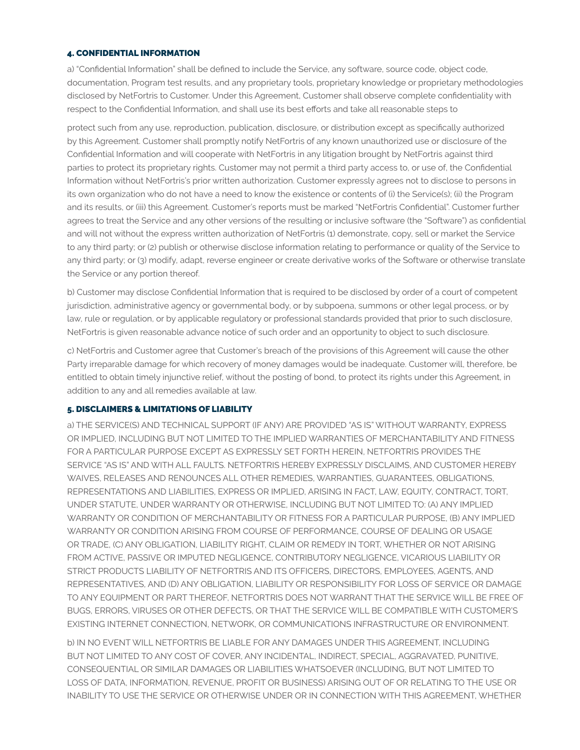### 4. CONFIDENTIAL INFORMATION

a) "Confidential Information" shall be defined to include the Service, any software, source code, object code, documentation, Program test results, and any proprietary tools, proprietary knowledge or proprietary methodologies disclosed by NetFortris to Customer. Under this Agreement, Customer shall observe complete confidentiality with respect to the Confidential Information, and shall use its best efforts and take all reasonable steps to

protect such from any use, reproduction, publication, disclosure, or distribution except as specifically authorized by this Agreement. Customer shall promptly notify NetFortris of any known unauthorized use or disclosure of the Confidential Information and will cooperate with NetFortris in any litigation brought by NetFortris against third parties to protect its proprietary rights. Customer may not permit a third party access to, or use of, the Confidential Information without NetFortris's prior written authorization. Customer expressly agrees not to disclose to persons in its own organization who do not have a need to know the existence or contents of (i) the Service(s); (ii) the Program and its results, or (iii) this Agreement. Customer's reports must be marked "NetFortris Confidential". Customer further agrees to treat the Service and any other versions of the resulting or inclusive software (the "Software") as confidential and will not without the express written authorization of NetFortris (1) demonstrate, copy, sell or market the Service to any third party; or (2) publish or otherwise disclose information relating to performance or quality of the Service to any third party; or (3) modify, adapt, reverse engineer or create derivative works of the Software or otherwise translate the Service or any portion thereof.

b) Customer may disclose Confidential Information that is required to be disclosed by order of a court of competent jurisdiction, administrative agency or governmental body, or by subpoena, summons or other legal process, or by law, rule or regulation, or by applicable regulatory or professional standards provided that prior to such disclosure, NetFortris is given reasonable advance notice of such order and an opportunity to object to such disclosure.

c) NetFortris and Customer agree that Customer's breach of the provisions of this Agreement will cause the other Party irreparable damage for which recovery of money damages would be inadequate. Customer will, therefore, be entitled to obtain timely injunctive relief, without the posting of bond, to protect its rights under this Agreement, in addition to any and all remedies available at law.

### 5. DISCLAIMERS & LIMITATIONS OF LIABILITY

a) THE SERVICE(S) AND TECHNICAL SUPPORT (IF ANY) ARE PROVIDED "AS IS" WITHOUT WARRANTY, EXPRESS OR IMPLIED, INCLUDING BUT NOT LIMITED TO THE IMPLIED WARRANTIES OF MERCHANTABILITY AND FITNESS FOR A PARTICULAR PURPOSE EXCEPT AS EXPRESSLY SET FORTH HEREIN, NETFORTRIS PROVIDES THE SERVICE "AS IS" AND WITH ALL FAULTS. NETFORTRIS HEREBY EXPRESSLY DISCLAIMS, AND CUSTOMER HEREBY WAIVES, RELEASES AND RENOUNCES ALL OTHER REMEDIES, WARRANTIES, GUARANTEES, OBLIGATIONS, REPRESENTATIONS AND LIABILITIES, EXPRESS OR IMPLIED, ARISING IN FACT, LAW, EQUITY, CONTRACT, TORT, UNDER STATUTE, UNDER WARRANTY OR OTHERWISE, INCLUDING BUT NOT LIMITED TO: (A) ANY IMPLIED WARRANTY OR CONDITION OF MERCHANTABILITY OR FITNESS FOR A PARTICULAR PURPOSE, (B) ANY IMPLIED WARRANTY OR CONDITION ARISING FROM COURSE OF PERFORMANCE, COURSE OF DEALING OR USAGE OR TRADE, (C) ANY OBLIGATION, LIABILITY RIGHT, CLAIM OR REMEDY IN TORT, WHETHER OR NOT ARISING FROM ACTIVE, PASSIVE OR IMPUTED NEGLIGENCE, CONTRIBUTORY NEGLIGENCE, VICARIOUS LIABILITY OR STRICT PRODUCTS LIABILITY OF NETFORTRIS AND ITS OFFICERS, DIRECTORS, EMPLOYEES, AGENTS, AND REPRESENTATIVES, AND (D) ANY OBLIGATION, LIABILITY OR RESPONSIBILITY FOR LOSS OF SERVICE OR DAMAGE TO ANY EQUIPMENT OR PART THEREOF, NETFORTRIS DOES NOT WARRANT THAT THE SERVICE WILL BE FREE OF BUGS, ERRORS, VIRUSES OR OTHER DEFECTS, OR THAT THE SERVICE WILL BE COMPATIBLE WITH CUSTOMER'S EXISTING INTERNET CONNECTION, NETWORK, OR COMMUNICATIONS INFRASTRUCTURE OR ENVIRONMENT.

b) IN NO EVENT WILL NETFORTRIS BE LIABLE FOR ANY DAMAGES UNDER THIS AGREEMENT, INCLUDING BUT NOT LIMITED TO ANY COST OF COVER, ANY INCIDENTAL, INDIRECT, SPECIAL, AGGRAVATED, PUNITIVE, CONSEQUENTIAL OR SIMILAR DAMAGES OR LIABILITIES WHATSOEVER (INCLUDING, BUT NOT LIMITED TO LOSS OF DATA, INFORMATION, REVENUE, PROFIT OR BUSINESS) ARISING OUT OF OR RELATING TO THE USE OR INABILITY TO USE THE SERVICE OR OTHERWISE UNDER OR IN CONNECTION WITH THIS AGREEMENT, WHETHER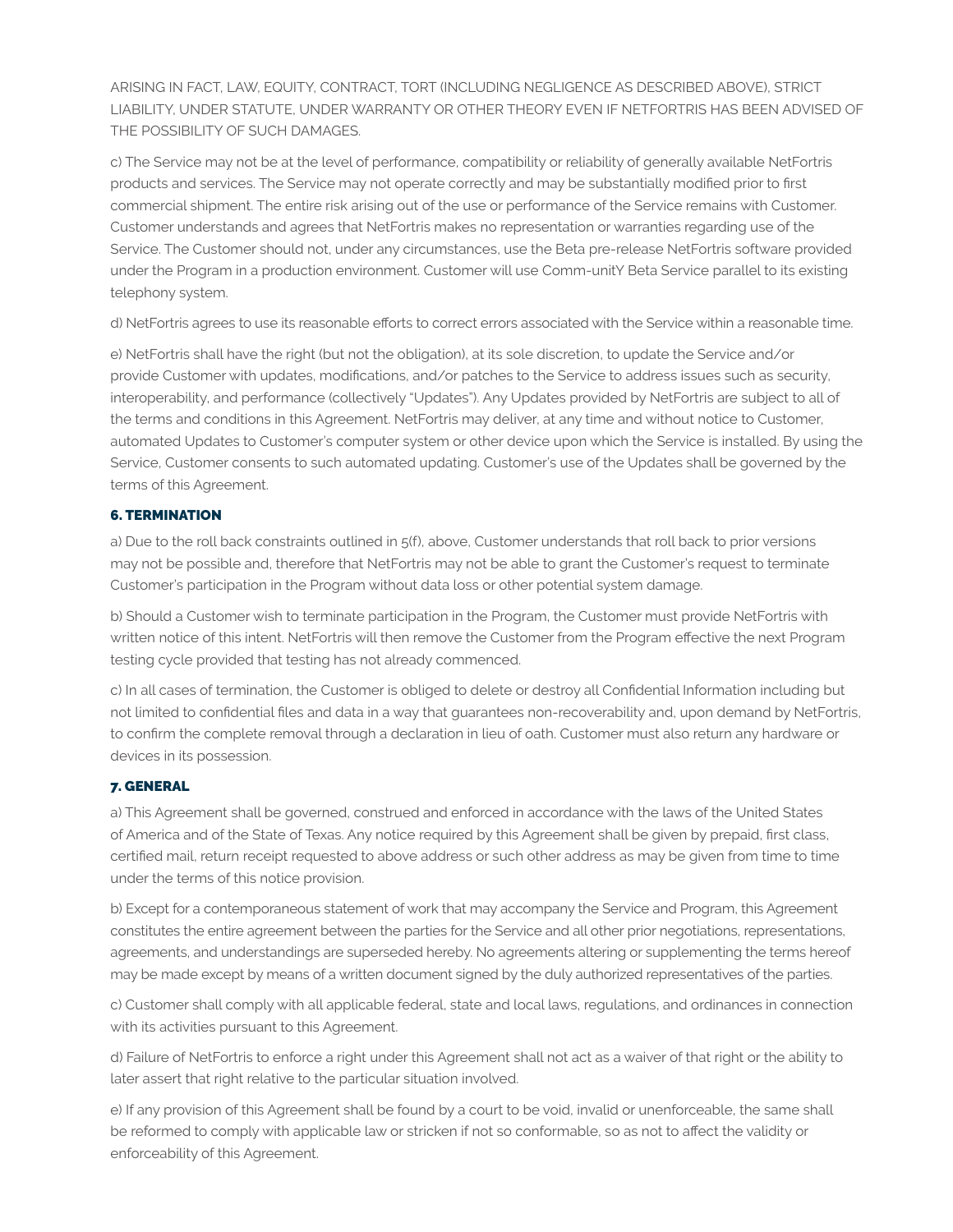ARISING IN FACT, LAW, EQUITY, CONTRACT, TORT (INCLUDING NEGLIGENCE AS DESCRIBED ABOVE), STRICT LIABILITY, UNDER STATUTE, UNDER WARRANTY OR OTHER THEORY EVEN IF NETFORTRIS HAS BEEN ADVISED OF THE POSSIBILITY OF SUCH DAMAGES.

c) The Service may not be at the level of performance, compatibility or reliability of generally available NetFortris products and services. The Service may not operate correctly and may be substantially modified prior to first commercial shipment. The entire risk arising out of the use or performance of the Service remains with Customer. Customer understands and agrees that NetFortris makes no representation or warranties regarding use of the Service. The Customer should not, under any circumstances, use the Beta pre-release NetFortris software provided under the Program in a production environment. Customer will use Comm-unitY Beta Service parallel to its existing telephony system.

d) NetFortris agrees to use its reasonable efforts to correct errors associated with the Service within a reasonable time.

e) NetFortris shall have the right (but not the obligation), at its sole discretion, to update the Service and/or provide Customer with updates, modifications, and/or patches to the Service to address issues such as security, interoperability, and performance (collectively "Updates"). Any Updates provided by NetFortris are subject to all of the terms and conditions in this Agreement. NetFortris may deliver, at any time and without notice to Customer, automated Updates to Customer's computer system or other device upon which the Service is installed. By using the Service, Customer consents to such automated updating. Customer's use of the Updates shall be governed by the terms of this Agreement.

### 6. TERMINATION

a) Due to the roll back constraints outlined in 5(f), above, Customer understands that roll back to prior versions may not be possible and, therefore that NetFortris may not be able to grant the Customer's request to terminate Customer's participation in the Program without data loss or other potential system damage.

b) Should a Customer wish to terminate participation in the Program, the Customer must provide NetFortris with written notice of this intent. NetFortris will then remove the Customer from the Program effective the next Program testing cycle provided that testing has not already commenced.

c) In all cases of termination, the Customer is obliged to delete or destroy all Confidential Information including but not limited to confidential files and data in a way that guarantees non-recoverability and, upon demand by NetFortris, to confirm the complete removal through a declaration in lieu of oath. Customer must also return any hardware or devices in its possession.

### 7. GENERAL

a) This Agreement shall be governed, construed and enforced in accordance with the laws of the United States of America and of the State of Texas. Any notice required by this Agreement shall be given by prepaid, first class, certified mail, return receipt requested to above address or such other address as may be given from time to time under the terms of this notice provision.

b) Except for a contemporaneous statement of work that may accompany the Service and Program, this Agreement constitutes the entire agreement between the parties for the Service and all other prior negotiations, representations, agreements, and understandings are superseded hereby. No agreements altering or supplementing the terms hereof may be made except by means of a written document signed by the duly authorized representatives of the parties.

c) Customer shall comply with all applicable federal, state and local laws, regulations, and ordinances in connection with its activities pursuant to this Agreement.

d) Failure of NetFortris to enforce a right under this Agreement shall not act as a waiver of that right or the ability to later assert that right relative to the particular situation involved.

e) If any provision of this Agreement shall be found by a court to be void, invalid or unenforceable, the same shall be reformed to comply with applicable law or stricken if not so conformable, so as not to affect the validity or enforceability of this Agreement.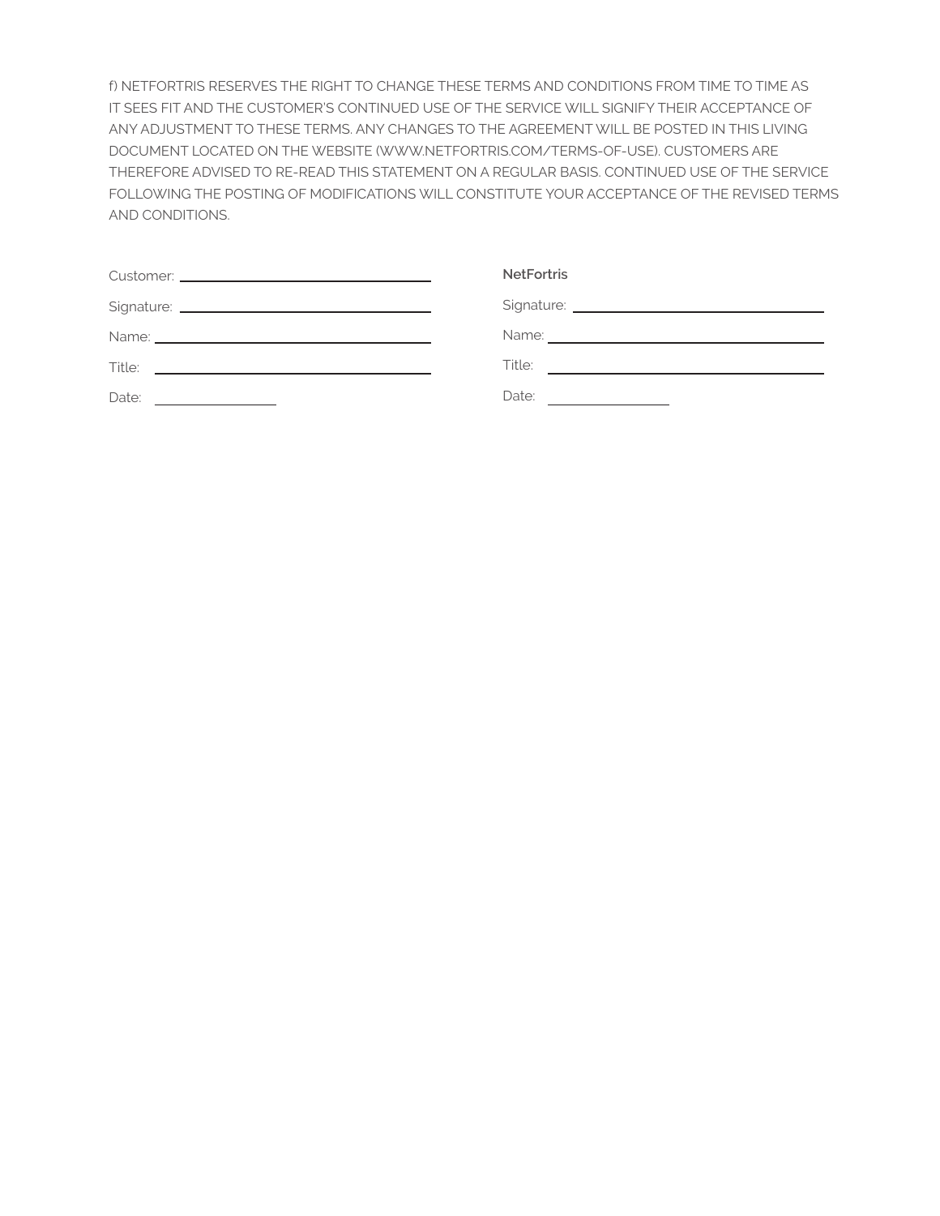f) NETFORTRIS RESERVES THE RIGHT TO CHANGE THESE TERMS AND CONDITIONS FROM TIME TO TIME AS IT SEES FIT AND THE CUSTOMER'S CONTINUED USE OF THE SERVICE WILL SIGNIFY THEIR ACCEPTANCE OF ANY ADJUSTMENT TO THESE TERMS. ANY CHANGES TO THE AGREEMENT WILL BE POSTED IN THIS LIVING DOCUMENT LOCATED ON THE WEBSITE (WWW.NETFORTRIS.COM/TERMS-OF-USE). CUSTOMERS ARE THEREFORE ADVISED TO RE-READ THIS STATEMENT ON A REGULAR BASIS. CONTINUED USE OF THE SERVICE FOLLOWING THE POSTING OF MODIFICATIONS WILL CONSTITUTE YOUR ACCEPTANCE OF THE REVISED TERMS AND CONDITIONS.

Customer: ______________________________

Signature: ______________________________

Name: ______________________________

Title: ______________________________

Date: ______________

**NetFortris**

Signature: ______________________________

Name: ______________________________

Title: ______________________________

Date: ______________